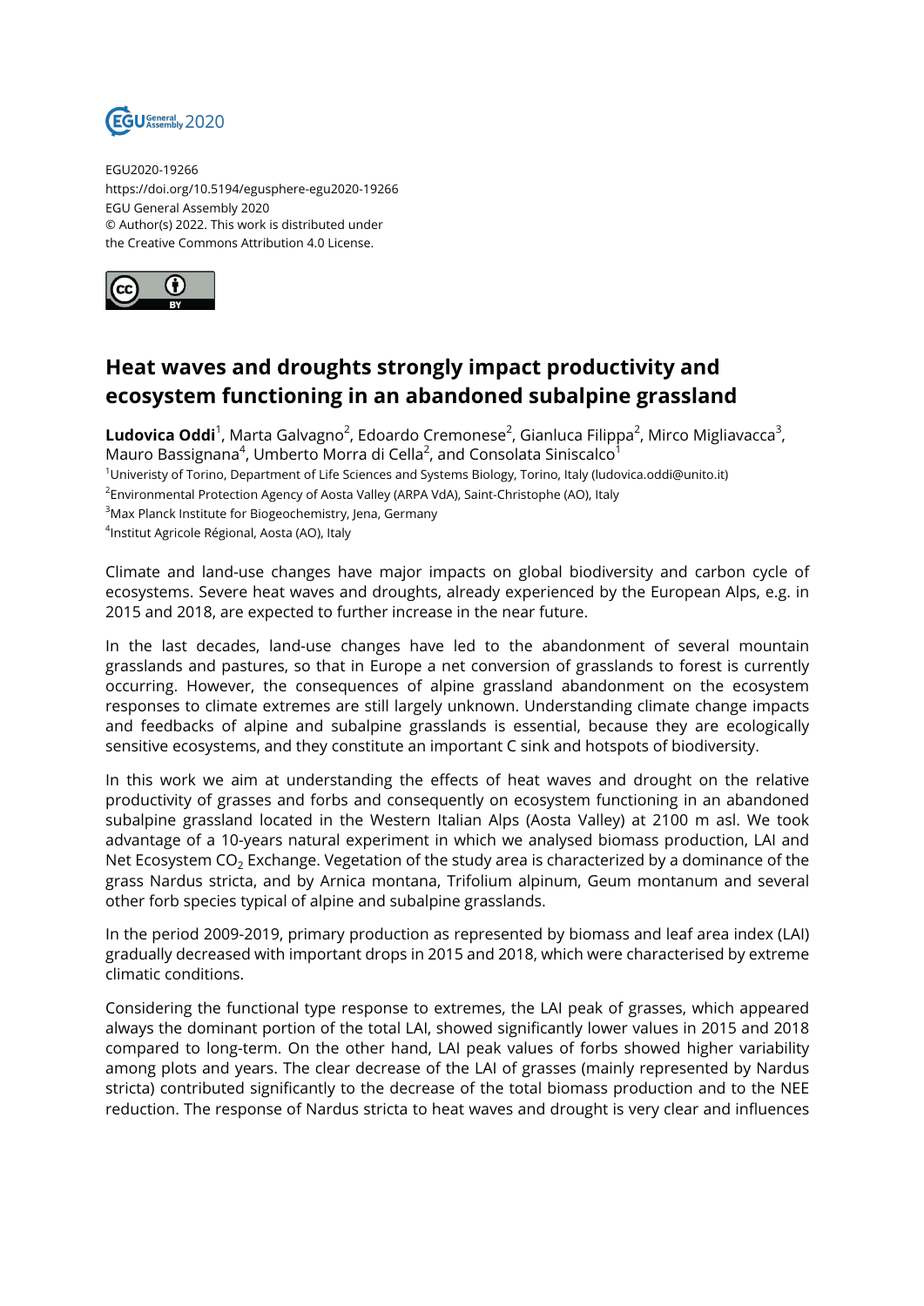EGU2020-19266
https://doi.org/10.5194/egusphere-egu2020-19266
EGU General Assembly 2020
© Author(s) 2022. This work is distributed under
the Creative Commons Attribution 4.0 License.

# Heat waves and droughts strongly impact productivity and ecosystem functioning in an abandoned subalpine grassland

**Ludovica Oddi**[1], Marta Galvagno[2], Edoardo Cremonese[2], Gianluca Filippa[2], Mirco Migliavacca[3], Mauro Bassignana[4], Umberto Morra di Cella[2], and Consolata Siniscalco[1]

[1]Univeristy of Torino, Department of Life Sciences and Systems Biology, Torino, Italy (ludovica.oddi@unito.it)
[2]Environmental Protection Agency of Aosta Valley (ARPA VdA), Saint-Christophe (AO), Italy
[3]Max Planck Institute for Biogeochemistry, Jena, Germany
[4]Institut Agricole Régional, Aosta (AO), Italy

Climate and land-use changes have major impacts on global biodiversity and carbon cycle of ecosystems. Severe heat waves and droughts, already experienced by the European Alps, e.g. in 2015 and 2018, are expected to further increase in the near future.

In the last decades, land-use changes have led to the abandonment of several mountain grasslands and pastures, so that in Europe a net conversion of grasslands to forest is currently occurring. However, the consequences of alpine grassland abandonment on the ecosystem responses to climate extremes are still largely unknown. Understanding climate change impacts and feedbacks of alpine and subalpine grasslands is essential, because they are ecologically sensitive ecosystems, and they constitute an important C sink and hotspots of biodiversity.

In this work we aim at understanding the effects of heat waves and drought on the relative productivity of grasses and forbs and consequently on ecosystem functioning in an abandoned subalpine grassland located in the Western Italian Alps (Aosta Valley) at 2100 m asl. We took advantage of a 10-years natural experiment in which we analysed biomass production, LAI and Net Ecosystem $CO_2$ Exchange. Vegetation of the study area is characterized by a dominance of the grass Nardus stricta, and by Arnica montana, Trifolium alpinum, Geum montanum and several other forb species typical of alpine and subalpine grasslands.

In the period 2009-2019, primary production as represented by biomass and leaf area index (LAI) gradually decreased with important drops in 2015 and 2018, which were characterised by extreme climatic conditions.

Considering the functional type response to extremes, the LAI peak of grasses, which appeared always the dominant portion of the total LAI, showed significantly lower values in 2015 and 2018 compared to long-term. On the other hand, LAI peak values of forbs showed higher variability among plots and years. The clear decrease of the LAI of grasses (mainly represented by Nardus stricta) contributed significantly to the decrease of the total biomass production and to the NEE reduction. The response of Nardus stricta to heat waves and drought is very clear and influences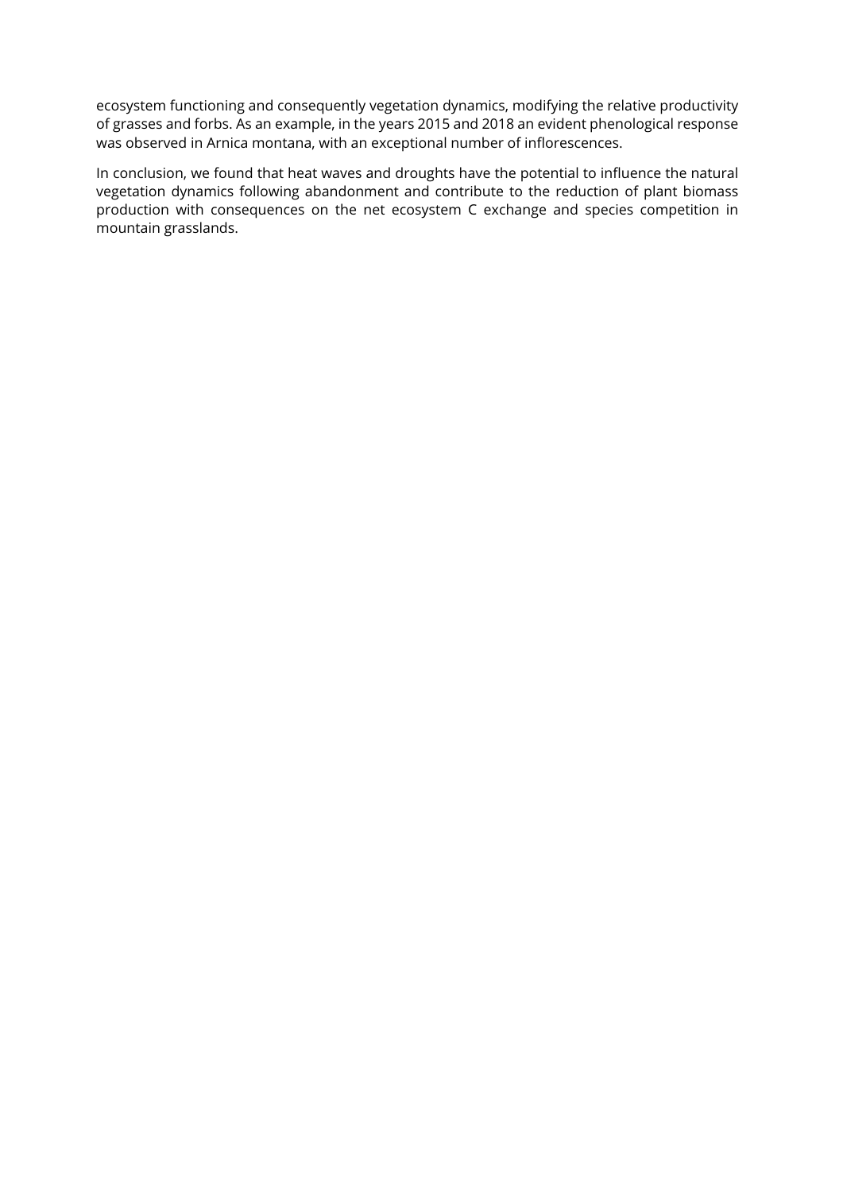ecosystem functioning and consequently vegetation dynamics, modifying the relative productivity of grasses and forbs. As an example, in the years 2015 and 2018 an evident phenological response was observed in Arnica montana, with an exceptional number of inflorescences.

In conclusion, we found that heat waves and droughts have the potential to influence the natural vegetation dynamics following abandonment and contribute to the reduction of plant biomass production with consequences on the net ecosystem C exchange and species competition in mountain grasslands.